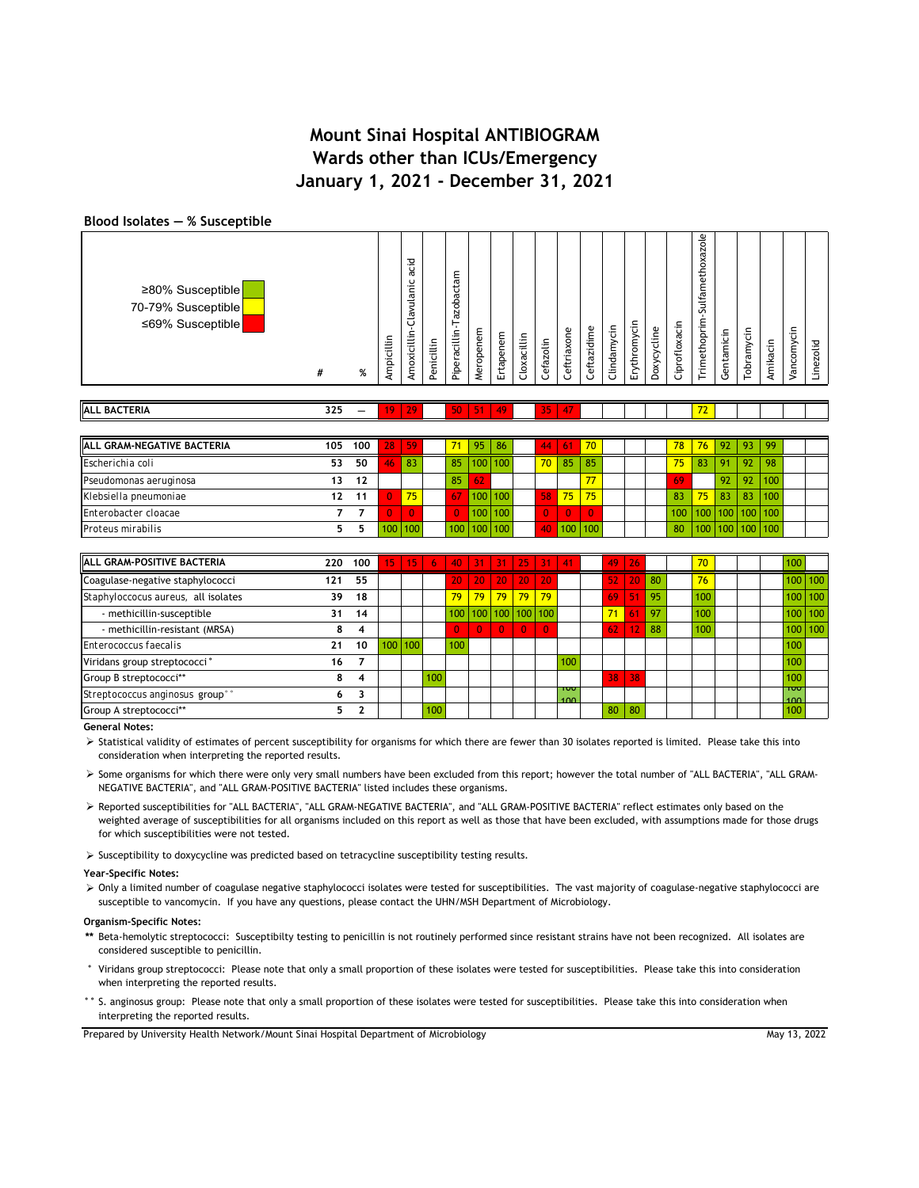# Mount Sinai Hospital ANTIBIOGRAM
## Wards other than ICUs/Emergency
## January 1, 2021 - December 31, 2021

### Blood Isolates — % Susceptible

≥80% Susceptible | 70-79% Susceptible | ≤69% Susceptible

| | # | % | Ampicillin | Amoxicillin-Clavulanic acid | Penicillin | Piperacillin-Tazobactam | Meropenem | Ertapenem | Cloxacillin | Cefazolin | Ceftriaxone | Ceftazidime | Clindamycin | Erythromycin | Doxycycline | Ciprofloxacin | Trimethoprim-Sulfamethoxazole | Gentamicin | Tobramycin | Amikacin | Vancomycin | Linezolid |
|---|---|---|---|---|---|---|---|---|---|---|---|---|---|---|---|---|---|---|---|---|---|---|
| **ALL BACTERIA** | 325 | — | 19 | 29 | | 50 | 51 | 49 | | 35 | 47 | | | | | | 72 | | | | | |
| **ALL GRAM-NEGATIVE BACTERIA** | 105 | 100 | 28 | 59 | | 71 | 95 | 86 | | 44 | 61 | 70 | | | | 78 | 76 | 92 | 93 | 99 | | |
| Escherichia coli | 53 | 50 | 46 | 83 | | 85 | 100 | 100 | | 70 | 85 | 85 | | | | 75 | 83 | 91 | 92 | 98 | | |
| Pseudomonas aeruginosa | 13 | 12 | | | | 85 | 62 | | | | | 77 | | | | 69 | | 92 | 92 | 100 | | |
| Klebsiella pneumoniae | 12 | 11 | 0 | 75 | | 67 | 100 | 100 | | 58 | 75 | 75 | | | | 83 | 75 | 83 | 83 | 100 | | |
| Enterobacter cloacae | 7 | 7 | 0 | 0 | | 0 | 100 | 100 | | 0 | 0 | 0 | | | | 100 | 100 | 100 | 100 | 100 | | |
| Proteus mirabilis | 5 | 5 | 100 | 100 | | 100 | 100 | 100 | | 40 | 100 | 100 | | | | 80 | 100 | 100 | 100 | 100 | | |
| **ALL GRAM-POSITIVE BACTERIA** | 220 | 100 | 15 | 15 | 6 | 40 | 31 | 31 | 25 | 31 | 41 | | 49 | 26 | | | 70 | | | | 100 | |
| Coagulase-negative staphylococci | 121 | 55 | | | | 20 | 20 | 20 | 20 | 20 | | | 52 | 20 | 80 | | 76 | | | | 100 | 100 |
| Staphyloccocus aureus, all isolates | 39 | 18 | | | | 79 | 79 | 79 | 79 | 79 | | | 69 | 51 | 95 | | 100 | | | | 100 | 100 |
| - methicillin-susceptible | 31 | 14 | | | | 100 | 100 | 100 | 100 | 100 | | | 71 | 61 | 97 | | 100 | | | | 100 | 100 |
| - methicillin-resistant (MRSA) | 8 | 4 | | | | 0 | 0 | 0 | 0 | 0 | | | 62 | 12 | 88 | | 100 | | | | 100 | 100 |
| Enterococcus faecalis | 21 | 10 | 100 | 100 | | 100 | | | | | | | | | | | | | | | 100 | |
| Viridans group streptococci ° | 16 | 7 | | | | | | | | | 100 | | | | | | | | | | 100 | |
| Group B streptococci** | 8 | 4 | | | 100 | | | | | | | | 38 | 38 | | | | | | | 100 | |
| Streptococcus anginosus group°° | 6 | 3 | | | | | | | | | 100 | | | | | | | | | | 100 | |
| Group A streptococci** | 5 | 2 | | | 100 | | | | | | | | 80 | 80 | | | | | | | 100 | |

**General Notes:**

- Statistical validity of estimates of percent susceptibility for organisms for which there are fewer than 30 isolates reported is limited. Please take this into consideration when interpreting the reported results.
- Some organisms for which there were only very small numbers have been excluded from this report; however the total number of "ALL BACTERIA", "ALL GRAM-NEGATIVE BACTERIA", and "ALL GRAM-POSITIVE BACTERIA" listed includes these organisms.
- Reported susceptibilities for "ALL BACTERIA", "ALL GRAM-NEGATIVE BACTERIA", and "ALL GRAM-POSITIVE BACTERIA" reflect estimates only based on the weighted average of susceptibilities for all organisms included on this report as well as those that have been excluded, with assumptions made for those drugs for which susceptibilities were not tested.
- Susceptibility to doxycycline was predicted based on tetracycline susceptibility testing results.

**Year-Specific Notes:**

- Only a limited number of coagulase negative staphylococci isolates were tested for susceptibilities. The vast majority of coagulase-negative staphylococci are susceptible to vancomycin. If you have any questions, please contact the UHN/MSH Department of Microbiology.

**Organism-Specific Notes:**

** Beta-hemolytic streptococci: Susceptibilty testing to penicillin is not routinely performed since resistant strains have not been recognized. All isolates are considered susceptible to penicillin.

° Viridans group streptococci: Please note that only a small proportion of these isolates were tested for susceptibilities. Please take this into consideration when interpreting the reported results.

°° S. anginosus group: Please note that only a small proportion of these isolates were tested for susceptibilities. Please take this into consideration when interpreting the reported results.

Prepared by University Health Network/Mount Sinai Hospital Department of Microbiology — May 13, 2022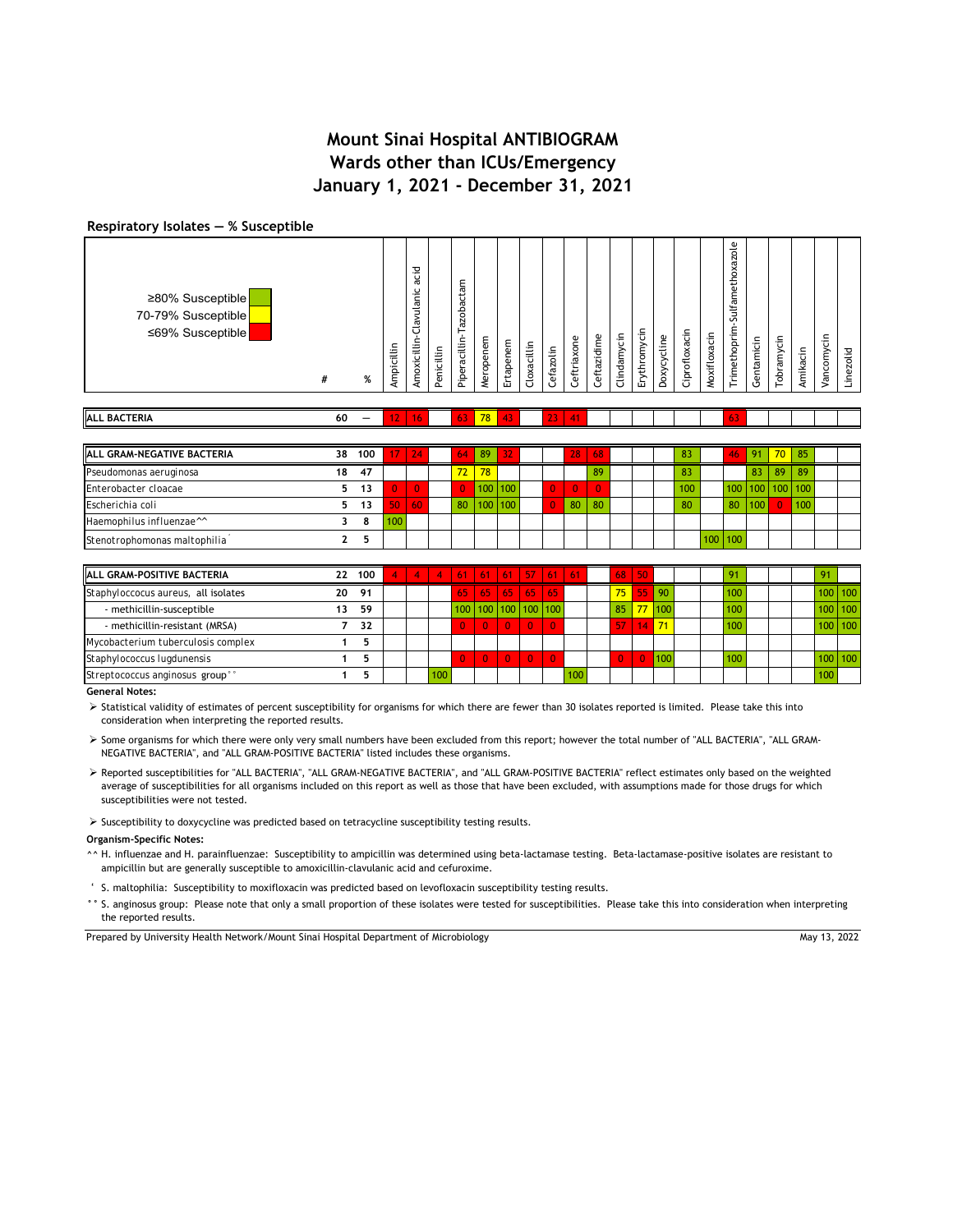# Mount Sinai Hospital ANTIBIOGRAM
# Wards other than ICUs/Emergency
# January 1, 2021 - December 31, 2021

## Respiratory Isolates — % Susceptible

Legend: ≥80% Susceptible (green); 70-79% Susceptible (yellow); ≤69% Susceptible (red)

| Organism | # | % | Ampicillin | Amoxicillin-Clavulanic acid | Penicillin | Piperacillin-Tazobactam | Meropenem | Ertapenem | Cloxacillin | Cefazolin | Ceftriaxone | Ceftazidime | Clindamycin | Erythromycin | Doxycycline | Ciprofloxacin | Moxifloxacin | Trimethoprim-Sulfamethoxazole | Gentamicin | Tobramycin | Amikacin | Vancomycin | Linezolid |
|---|---|---|---|---|---|---|---|---|---|---|---|---|---|---|---|---|---|---|---|---|---|---|---|
| **ALL BACTERIA** | 60 | — | 12 | 16 | | 63 | 78 | 43 | | 23 | 41 | | | | | | | 63 | | | | | |
| **ALL GRAM-NEGATIVE BACTERIA** | 38 | 100 | 17 | 24 | | 64 | 89 | 32 | | | 28 | 68 | | | | 83 | | 46 | 91 | 70 | 85 | | |
| Pseudomonas aeruginosa | 18 | 47 | | | | 72 | 78 | | | | | 89 | | | | 83 | | | 83 | 89 | 89 | | |
| Enterobacter cloacae | 5 | 13 | 0 | 0 | | 0 | 100 | 100 | | 0 | 0 | 0 | | | | 100 | | 100 | 100 | 100 | 100 | | |
| Escherichia coli | 5 | 13 | 50 | 60 | | 80 | 100 | 100 | | 0 | 80 | 80 | | | | 80 | | 80 | 100 | 0 | 100 | | |
| Haemophilus influenzae^^ | 3 | 8 | 100 | | | | | | | | | | | | | | | | | | | | |
| Stenotrophomonas maltophilia' | 2 | 5 | | | | | | | | | | | | | | | 100 | 100 | | | | | |
| **ALL GRAM-POSITIVE BACTERIA** | 22 | 100 | 4 | 4 | 4 | 61 | 61 | 61 | 57 | 61 | 61 | | 68 | 50 | | | | 91 | | | | 91 | |
| Staphyloccocus aureus, all isolates | 20 | 91 | | | | 65 | 65 | 65 | 65 | 65 | | | 75 | 55 | 90 | | | 100 | | | | 100 | 100 |
| - methicillin-susceptible | 13 | 59 | | | | 100 | 100 | 100 | 100 | 100 | | | 85 | 77 | 100 | | | 100 | | | | 100 | 100 |
| - methicillin-resistant (MRSA) | 7 | 32 | | | | 0 | 0 | 0 | 0 | 0 | | | 57 | 14 | 71 | | | 100 | | | | 100 | 100 |
| Mycobacterium tuberculosis complex | 1 | 5 | | | | | | | | | | | | | | | | | | | | | |
| Staphylococcus lugdunensis | 1 | 5 | | | | 0 | 0 | 0 | 0 | 0 | | | 0 | 0 | 100 | | | 100 | | | | 100 | 100 |
| Streptococcus anginosus group°° | 1 | 5 | | | 100 | | | | | | 100 | | | | | | | | | | | 100 | |

**General Notes:**

- Statistical validity of estimates of percent susceptibility for organisms for which there are fewer than 30 isolates reported is limited. Please take this into consideration when interpreting the reported results.
- Some organisms for which there were only very small numbers have been excluded from this report; however the total number of "ALL BACTERIA", "ALL GRAM-NEGATIVE BACTERIA", and "ALL GRAM-POSITIVE BACTERIA" listed includes these organisms.
- Reported susceptibilities for "ALL BACTERIA", "ALL GRAM-NEGATIVE BACTERIA", and "ALL GRAM-POSITIVE BACTERIA" reflect estimates only based on the weighted average of susceptibilities for all organisms included on this report as well as those that have been excluded, with assumptions made for those drugs for which susceptibilities were not tested.
- Susceptibility to doxycycline was predicted based on tetracycline susceptibility testing results.

**Organism-Specific Notes:**

^^ H. influenzae and H. parainfluenzae: Susceptibility to ampicillin was determined using beta-lactamase testing. Beta-lactamase-positive isolates are resistant to ampicillin but are generally susceptible to amoxicillin-clavulanic acid and cefuroxime.

' S. maltophilia: Susceptibility to moxifloxacin was predicted based on levofloxacin susceptibility testing results.

°° S. anginosus group: Please note that only a small proportion of these isolates were tested for susceptibilities. Please take this into consideration when interpreting the reported results.

Prepared by University Health Network/Mount Sinai Hospital Department of Microbiology — May 13, 2022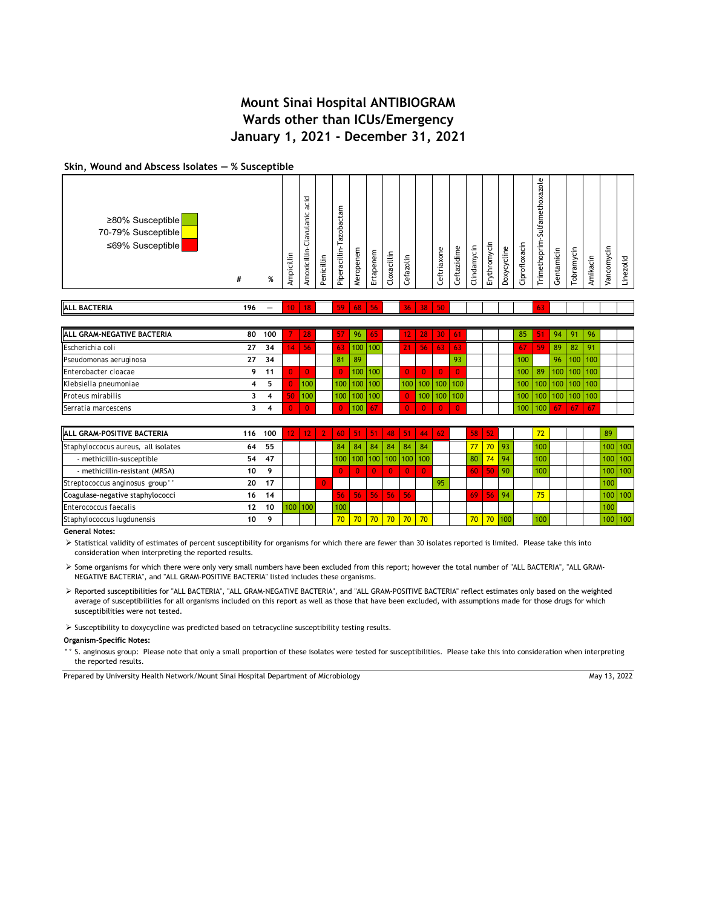# Mount Sinai Hospital ANTIBIOGRAM
## Wards other than ICUs/Emergency
## January 1, 2021 - December 31, 2021

### Skin, Wound and Abscess Isolates — % Susceptible

≥80% Susceptible (green)
70-79% Susceptible (yellow)
≤69% Susceptible (red)

| | # | % | Ampicillin | Amoxicillin-Clavulanic acid | Penicillin | Piperacillin-Tazobactam | Meropenem | Ertapenem | Cloxacillin | Cefazolin | | Ceftriaxone | Ceftazidime | Clindamycin | Erythromycin | Doxycycline | Ciprofloxacin | Trimethoprim-Sulfamethoxazole | Gentamicin | Tobramycin | Amikacin | Vancomycin | Linezolid |
|---|---|---|---|---|---|---|---|---|---|---|---|---|---|---|---|---|---|---|---|---|---|---|---|
| **ALL BACTERIA** | 196 | — | 10 | 18 | | 59 | 68 | 56 | | 36 | 38 | 50 | | | | | | 63 | | | | | |
| **ALL GRAM-NEGATIVE BACTERIA** | 80 | 100 | 7 | 28 | | 57 | 96 | 65 | | 12 | 28 | 30 | 61 | | | | 85 | 51 | 94 | 91 | 96 | | |
| Escherichia coli | 27 | 34 | 14 | 56 | | 63 | 100 | 100 | | 21 | 56 | 63 | 63 | | | | 67 | 59 | 89 | 82 | 91 | | |
| Pseudomonas aeruginosa | 27 | 34 | | | | 81 | 89 | | | | | | 93 | | | | 100 | | 96 | 100 | 100 | | |
| Enterobacter cloacae | 9 | 11 | 0 | 0 | | 0 | 100 | 100 | | 0 | 0 | 0 | 0 | | | | 100 | 89 | 100 | 100 | 100 | | |
| Klebsiella pneumoniae | 4 | 5 | 0 | 100 | | 100 | 100 | 100 | | 100 | 100 | 100 | 100 | | | | 100 | 100 | 100 | 100 | 100 | | |
| Proteus mirabilis | 3 | 4 | 50 | 100 | | 100 | 100 | 100 | | 0 | 100 | 100 | 100 | | | | 100 | 100 | 100 | 100 | 100 | | |
| Serratia marcescens | 3 | 4 | 0 | 0 | | 0 | 100 | 67 | | 0 | 0 | 0 | 0 | | | | 100 | 100 | 67 | 67 | 67 | | |
| **ALL GRAM-POSITIVE BACTERIA** | 116 | 100 | 12 | 12 | 2 | 60 | 51 | 51 | 48 | 51 | 44 | 62 | | 58 | 52 | | | 72 | | | | 89 | |
| Staphyloccocus aureus, all isolates | 64 | 55 | | | | 84 | 84 | 84 | 84 | 84 | 84 | | | 77 | 70 | 93 | | 100 | | | | 100 | 100 |
| - methicillin-susceptible | 54 | 47 | | | | 100 | 100 | 100 | 100 | 100 | 100 | | | 80 | 74 | 94 | | 100 | | | | 100 | 100 |
| - methicillin-resistant (MRSA) | 10 | 9 | | | | 0 | 0 | 0 | 0 | 0 | 0 | | | 60 | 50 | 90 | | 100 | | | | 100 | 100 |
| Streptococcus anginosus group°° | 20 | 17 | | | 0 | | | | | | | 95 | | | | | | | | | | 100 | |
| Coagulase-negative staphylococci | 16 | 14 | | | | 56 | 56 | 56 | 56 | 56 | | | | 69 | 56 | 94 | | 75 | | | | 100 | 100 |
| Enterococcus faecalis | 12 | 10 | 100 | 100 | | 100 | | | | | | | | | | | | | | | | 100 | |
| Staphylococcus lugdunensis | 10 | 9 | | | | 70 | 70 | 70 | 70 | 70 | 70 | | | 70 | 70 | 100 | | 100 | | | | 100 | 100 |

**General Notes:**

- Statistical validity of estimates of percent susceptibility for organisms for which there are fewer than 30 isolates reported is limited. Please take this into consideration when interpreting the reported results.
- Some organisms for which there were only very small numbers have been excluded from this report; however the total number of "ALL BACTERIA", "ALL GRAM-NEGATIVE BACTERIA", and "ALL GRAM-POSITIVE BACTERIA" listed includes these organisms.
- Reported susceptibilities for "ALL BACTERIA", "ALL GRAM-NEGATIVE BACTERIA", and "ALL GRAM-POSITIVE BACTERIA" reflect estimates only based on the weighted average of susceptibilities for all organisms included on this report as well as those that have been excluded, with assumptions made for those drugs for which susceptibilities were not tested.
- Susceptibility to doxycycline was predicted based on tetracycline susceptibility testing results.

**Organism-Specific Notes:**

°° S. anginosus group: Please note that only a small proportion of these isolates were tested for susceptibilities. Please take this into consideration when interpreting the reported results.

Prepared by University Health Network/Mount Sinai Hospital Department of Microbiology — May 13, 2022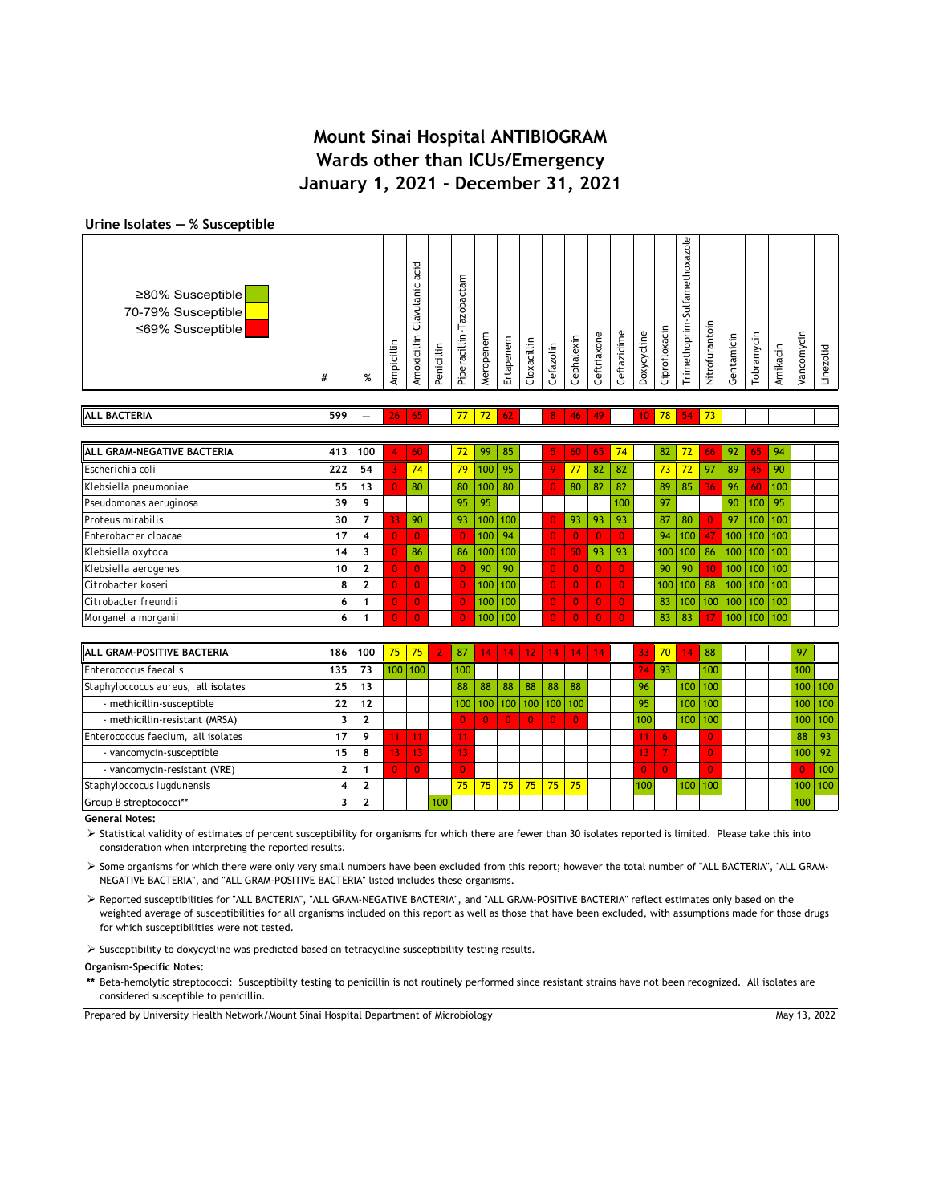# Mount Sinai Hospital ANTIBIOGRAM
## Wards other than ICUs/Emergency
## January 1, 2021 - December 31, 2021

**Urine Isolates — % Susceptible**

≥80% Susceptible (green)
70-79% Susceptible (yellow)
≤69% Susceptible (red)

| | # | % | Ampicillin | Amoxicillin-Clavulanic acid | Penicillin | Piperacillin-Tazobactam | Meropenem | Ertapenem | Cloxacillin | Cefazolin | Cephalexin | Ceftriaxone | Ceftazidime | Doxycycline | Ciprofloxacin | Trimethoprim-Sulfamethoxazole | Nitrofurantoin | Gentamicin | Tobramycin | Amikacin | Vancomycin | Linezolid |
|---|---|---|---|---|---|---|---|---|---|---|---|---|---|---|---|---|---|---|---|---|---|---|
| **ALL BACTERIA** | 599 | — | 26 | 65 | | 77 | 72 | 62 | | 8 | 46 | 49 | | 10 | 78 | 54 | 73 | | | | | |
| **ALL GRAM-NEGATIVE BACTERIA** | 413 | 100 | 4 | 60 | | 72 | 99 | 85 | | 5 | 60 | 65 | 74 | | 82 | 72 | 66 | 92 | 65 | 94 | | |
| Escherichia coli | 222 | 54 | 3 | 74 | | 79 | 100 | 95 | | 9 | 77 | 82 | 82 | | 73 | 72 | 97 | 89 | 45 | 90 | | |
| Klebsiella pneumoniae | 55 | 13 | 0 | 80 | | 80 | 100 | 80 | | 0 | 80 | 82 | 82 | | 89 | 85 | 36 | 96 | 60 | 100 | | |
| Pseudomonas aeruginosa | 39 | 9 | | | | 95 | 95 | | | | | | 100 | | 97 | | | 90 | 100 | 95 | | |
| Proteus mirabilis | 30 | 7 | 33 | 90 | | 93 | 100 | 100 | | 0 | 93 | 93 | 93 | | 87 | 80 | 0 | 97 | 100 | 100 | | |
| Enterobacter cloacae | 17 | 4 | 0 | 0 | | 0 | 100 | 94 | | 0 | 0 | 0 | 0 | | 94 | 100 | 47 | 100 | 100 | 100 | | |
| Klebsiella oxytoca | 14 | 3 | 0 | 86 | | 86 | 100 | 100 | | 0 | 50 | 93 | 93 | | 100 | 100 | 86 | 100 | 100 | 100 | | |
| Klebsiella aerogenes | 10 | 2 | 0 | 0 | | 0 | 90 | 90 | | 0 | 0 | 0 | 0 | | 90 | 90 | 10 | 100 | 100 | 100 | | |
| Citrobacter koseri | 8 | 2 | 0 | 0 | | 0 | 100 | 100 | | 0 | 0 | 0 | 0 | | 100 | 100 | 88 | 100 | 100 | 100 | | |
| Citrobacter freundii | 6 | 1 | 0 | 0 | | 0 | 100 | 100 | | 0 | 0 | 0 | 0 | | 83 | 100 | 100 | 100 | 100 | 100 | | |
| Morganella morganii | 6 | 1 | 0 | 0 | | 0 | 100 | 100 | | 0 | 0 | 0 | 0 | | 83 | 83 | 17 | 100 | 100 | 100 | | |
| **ALL GRAM-POSITIVE BACTERIA** | 186 | 100 | 75 | 75 | 2 | 87 | 14 | 14 | 12 | 14 | 14 | 14 | | 33 | 70 | 14 | 88 | | | | 97 | |
| Enterococcus faecalis | 135 | 73 | 100 | 100 | | 100 | | | | | | | | 24 | 93 | | 100 | | | | 100 | |
| Staphyloccocus aureus, all isolates | 25 | 13 | | | | 88 | 88 | 88 | 88 | 88 | 88 | | | 96 | | 100 | 100 | | | | 100 | 100 |
| - methicillin-susceptible | 22 | 12 | | | | 100 | 100 | 100 | 100 | 100 | 100 | | | 95 | | 100 | 100 | | | | 100 | 100 |
| - methicillin-resistant (MRSA) | 3 | 2 | | | | 0 | 0 | 0 | 0 | 0 | 0 | | | 100 | | 100 | 100 | | | | 100 | 100 |
| Enterococcus faecium, all isolates | 17 | 9 | 11 | 11 | | 11 | | | | | | | | 11 | 6 | | 0 | | | | 88 | 93 |
| - vancomycin-susceptible | 15 | 8 | 13 | 13 | | 13 | | | | | | | | 13 | 7 | | 0 | | | | 100 | 92 |
| - vancomycin-resistant (VRE) | 2 | 1 | 0 | 0 | | 0 | | | | | | | | 0 | 0 | | 0 | | | | 0 | 100 |
| Staphyloccocus lugdunensis | 4 | 2 | | | | 75 | 75 | 75 | 75 | 75 | 75 | | | 100 | | 100 | 100 | | | | 100 | 100 |
| Group B streptococci** | 3 | 2 | | | 100 | | | | | | | | | | | | | | | | 100 | |

**General Notes:**

- Statistical validity of estimates of percent susceptibility for organisms for which there are fewer than 30 isolates reported is limited. Please take this into consideration when interpreting the reported results.
- Some organisms for which there were only very small numbers have been excluded from this report; however the total number of "ALL BACTERIA", "ALL GRAM-NEGATIVE BACTERIA", and "ALL GRAM-POSITIVE BACTERIA" listed includes these organisms.
- Reported susceptibilities for "ALL BACTERIA", "ALL GRAM-NEGATIVE BACTERIA", and "ALL GRAM-POSITIVE BACTERIA" reflect estimates only based on the weighted average of susceptibilities for all organisms included on this report as well as those that have been excluded, with assumptions made for those drugs for which susceptibilities were not tested.
- Susceptibility to doxycycline was predicted based on tetracycline susceptibility testing results.

**Organism-Specific Notes:**

** Beta-hemolytic streptococci: Susceptibilty testing to penicillin is not routinely performed since resistant strains have not been recognized. All isolates are considered susceptible to penicillin.

Prepared by University Health Network/Mount Sinai Hospital Department of Microbiology — May 13, 2022